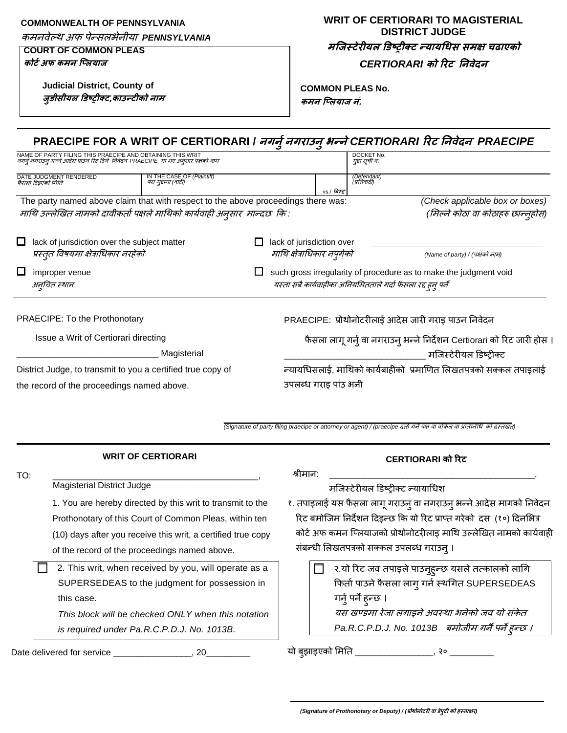**COMMONWEALTH OF PENNSYLVANIA**
*कमनवेल्थ अफ पेन्सलभेनीया* ***PENNSYLVANIA***

**COURT OF COMMON PLEAS**
***कोर्ट अफ कमन प्लियाज***

**Judicial District, County of**
***जुडीसीयल डिष्ट्रीक्ट,काउन्टीको नाम***

# WRIT OF CERTIORARI TO MAGISTERIAL DISTRICT JUDGE
## *मजिस्टेरीयल डिष्ट्रीक्ट न्यायधिस समक्ष चढाएको CERTIORARI को रिट निवेदन*

**COMMON PLEAS No.**
***कमन प्लियाज नं.***

## PRAECIPE FOR A WRIT OF CERTIORARI / *नगर्नु नगराउनु भन्ने CERTIORARI रिट निवेदन PRAECIPE*

| NAME OF PARTY FILING THIS PRAECIPE AND OBTAINING THIS WRIT *नगर्नु नगराउनु भन्ने आदेस पाउन रिट दिने निवेदन PRAECIPE मा भए अनुसार पक्षको नाम* | | | DOCKET No. *मुद्दा सूची नं.* |
|---|---|---|---|
| DATE JUDGMENT RENDERED *फैसला दिइएको मिति* | IN THE CASE OF *(Plaintiff)* *यस मुद्दामा (वादी)* | vs./ *बिरुद्द* | *(Defendant)* *(प्रतिवादी)* |

The party named above claim that with respect to the above proceedings there was: *(Check applicable box or boxes)*
*माथि उल्लेखित नामको दावीकर्ता पक्षले माथिको कार्यवाही अनुसार मान्दछ कि : (मिल्ने कोठा वा कोठाहरु छान्नुहोस)*

- ☐ lack of jurisdiction over the subject matter / *प्रस्तुत विषयमा क्षेत्राधिकार नरहेको*
- ☐ lack of jurisdiction over ______________________ *(Name of party) / (पक्षको नाम)* / *माथि क्षेत्राधिकार नपुगेको*
- ☐ improper venue / *अनुचित स्थान*
- ☐ such gross irregularity of procedure as to make the judgment void / *यस्ता सबै कार्यवाहीका अनियमितताले गर्दा फैसला रद्द हुनु पर्ने*

PRAECIPE: To the Prothonotary

Issue a Writ of Certiorari directing ______________________________ Magisterial District Judge, to transmit to you a certified true copy of the record of the proceedings named above.

PRAECIPE: प्रोथोनोटरीलाई आदेस जारी गराइ पाउन निवेदन

फैसला लागू गर्नु वा नगराउनु भन्ने निर्देशन Certiorari को रिट जारी होस । ______________________________ मजिस्टेरीयल डिष्ट्रीक्ट न्यायधिसलाई, माथिको कार्यबाहीको प्रमाणित लिखतपत्रको सक्कल तपाइलाई उपलब्ध गराइ पांउ भनी

______________________________________________
*(Signature of party filing praecipe or attorney or agent) / (praecipe दर्ता गर्ने पक्ष वा वकिल वा प्रतिनिधि को दस्तखत)*

---

## WRIT OF CERTIORARI / CERTIORARI को रिट

TO: ___________________________________________,
Magisterial District Judge

1. You are hereby directed by this writ to transmit to the Prothonotary of this Court of Common Pleas, within ten (10) days after you receive this writ, a certified true copy of the record of the proceedings named above.

☐ 2. This writ, when received by you, will operate as a SUPERSEDEAS to the judgment for possession in this case.
*This block will be checked ONLY when this notation is required under Pa.R.C.P.D.J. No. 1013B.*

Date delivered for service ________________, 20_________

श्रीमान: ___________________________________________,
मजिस्टेरीयल डिष्ट्रीक्ट न्यायाधिश

१. तपाइलाई यस फैसला लागू गराउनु वा नगराउनु भन्ने आदेस मागको निवेदन रिट बमोजिम निर्देशन दिइन्छ कि यो रिट प्राप्त गरेको दस (१०) दिनभित्र कोर्ट अफ कमन प्लियाजको प्रोथोनोटरीलाइ माथि उल्लेखित नामको कार्यवाही संबन्धी लिखतपत्रको सक्कल उपलब्ध गराउनु ।

☐ २.यो रिट जव तपाइले पाउनुहुन्छ यसले तत्कालको लागि फिर्ता पाउने फैसला लागु गर्न स्थगित SUPERSEDEAS गर्नु पर्ने हुन्छ ।
*यस खण्डमा रेजा लगाइने अवस्था भनेको जव यो संकेत Pa.R.C.P.D.J. No. 1013B बमोजीम गर्नै पर्ने हुन्छ ।*

यो बुझाइएको मिति ________________, २० _________

______________________________________________
***(Signature of Prothonotary or Deputy) / (प्रोथोनोटरी वा डेपुटी को हस्ताक्षर)***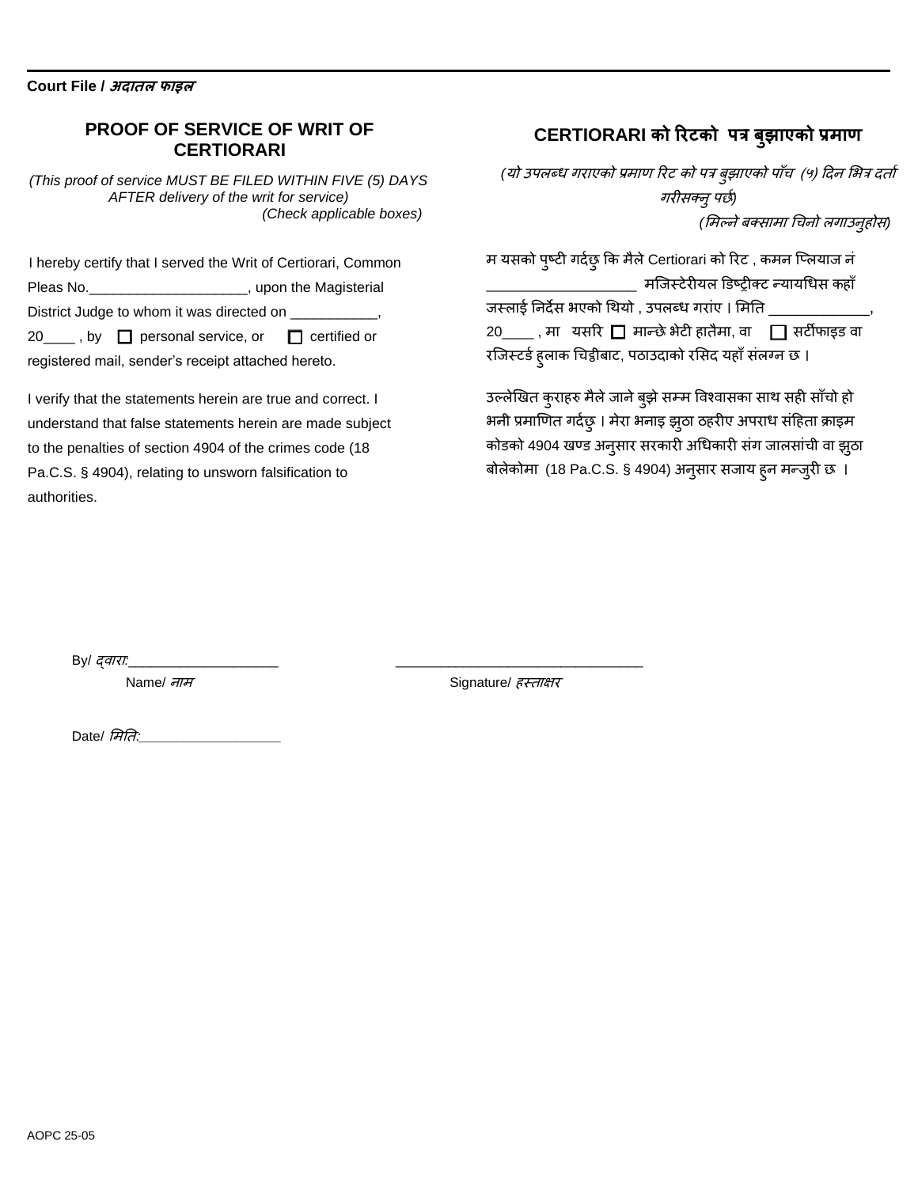**Court File /** ***अदातल फाइल***

## PROOF OF SERVICE OF WRIT OF CERTIORARI

*(This proof of service MUST BE FILED WITHIN FIVE (5) DAYS AFTER delivery of the writ for service)*
*(Check applicable boxes)*

I hereby certify that I served the Writ of Certiorari, Common Pleas No.____________________, upon the Magisterial District Judge to whom it was directed on ___________, 20____ , by ☐ personal service, or ☐ certified or registered mail, sender's receipt attached hereto.

I verify that the statements herein are true and correct. I understand that false statements herein are made subject to the penalties of section 4904 of the crimes code (18 Pa.C.S. § 4904), relating to unsworn falsification to authorities.

## CERTIORARI को रिटको पत्र बुझाएको प्रमाण

*(यो उपलब्ध गराएको प्रमाण रिट को पत्र बुझाएको पाँच (५) दिन भित्र दर्ता गरीसक्नु पर्छ)*
*(मिल्ने बक्सामा चिनो लगाउनुहोस)*

म यसको पुष्टी गर्दछु कि मैले Certiorari को रिट , कमन प्लियाज नं ____________________ मजिस्टेरीयल डिष्ट्रीक्ट न्यायधिस कहाँ जस्लाई निर्देस भएको थियो , उपलब्ध गरांए । मिति _____________, 20____ , मा यसरि ☐ मान्छे भेटी हातैमा, वा ☐ सर्टीफाइड वा रजिस्टर्ड हुलाक चिट्ठीबाट, पठाउदाको रसिद यहाँ संलग्न छ ।

उल्लेखित कुराहरु मैले जाने बुझे सम्म विश्वासका साथ सही साँचो हो भनी प्रमाणित गर्दछु । मेरा भनाइ झुठा ठहरीए अपराध संहिता क्राइम कोडको 4904 खण्ड अनुसार सरकारी अधिकारी संग जालसांची वा झुठा बोलेकोमा (18 Pa.C.S. § 4904) अनुसार सजाय हुन मन्जुरी छ ।

By/ *द्वारा*:____________________ ________________________________
Name/ *नाम* Signature/ *हस्ताक्षर*

Date/ *मिति:*___________________

AOPC 25-05